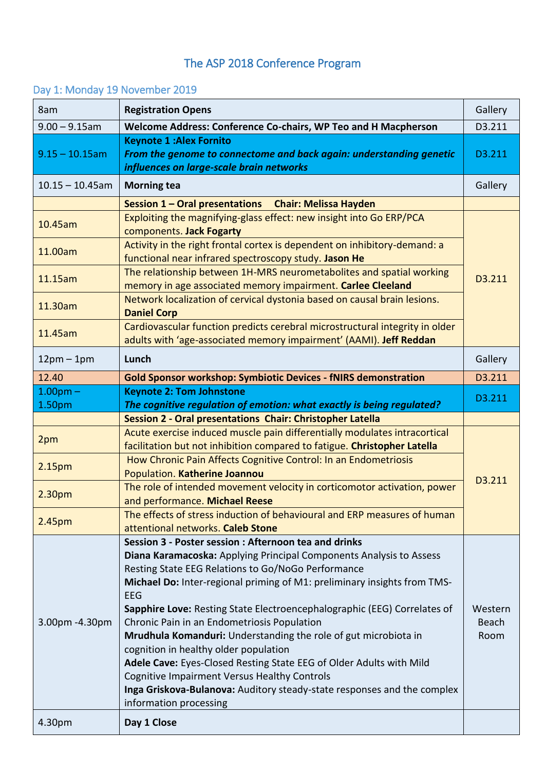# The ASP 2018 Conference Program

## Day 1: Monday 19 November 2019

| | | |
|---|---|---|
| 8am | **Registration Opens** | Gallery |
| 9.00 – 9.15am | **Welcome Address: Conference Co-chairs, WP Teo and H Macpherson** | D3.211 |
| 9.15 – 10.15am | **Keynote 1 :Alex Fornito** ***From the genome to connectome and back again: understanding genetic influences on large-scale brain networks*** | D3.211 |
| 10.15 – 10.45am | **Morning tea** | Gallery |
| | **Session 1 – Oral presentations Chair: Melissa Hayden** | |
| 10.45am | Exploiting the magnifying-glass effect: new insight into Go ERP/PCA components. **Jack Fogarty** | D3.211 |
| 11.00am | Activity in the right frontal cortex is dependent on inhibitory-demand: a functional near infrared spectroscopy study. **Jason He** | |
| 11.15am | The relationship between 1H-MRS neurometabolites and spatial working memory in age associated memory impairment. **Carlee Cleeland** | |
| 11.30am | Network localization of cervical dystonia based on causal brain lesions. **Daniel Corp** | |
| 11.45am | Cardiovascular function predicts cerebral microstructural integrity in older adults with 'age-associated memory impairment' (AAMI). **Jeff Reddan** | |
| 12pm – 1pm | **Lunch** | Gallery |
| 12.40 | **Gold Sponsor workshop: Symbiotic Devices - fNIRS demonstration** | D3.211 |
| 1.00pm – 1.50pm | **Keynote 2: Tom Johnstone** ***The cognitive regulation of emotion: what exactly is being regulated?*** | D3.211 |
| | **Session 2 - Oral presentations Chair: Christopher Latella** | |
| 2pm | Acute exercise induced muscle pain differentially modulates intracortical facilitation but not inhibition compared to fatigue. **Christopher Latella** | D3.211 |
| 2.15pm | How Chronic Pain Affects Cognitive Control: In an Endometriosis Population. **Katherine Joannou** | |
| 2.30pm | The role of intended movement velocity in corticomotor activation, power and performance. **Michael Reese** | |
| 2.45pm | The effects of stress induction of behavioural and ERP measures of human attentional networks. **Caleb Stone** | |
| 3.00pm -4.30pm | **Session 3 - Poster session : Afternoon tea and drinks** <br> **Diana Karamacoska:** Applying Principal Components Analysis to Assess Resting State EEG Relations to Go/NoGo Performance <br> **Michael Do:** Inter-regional priming of M1: preliminary insights from TMS-EEG <br> **Sapphire Love:** Resting State Electroencephalographic (EEG) Correlates of Chronic Pain in an Endometriosis Population <br> **Mrudhula Komanduri:** Understanding the role of gut microbiota in cognition in healthy older population <br> **Adele Cave:** Eyes-Closed Resting State EEG of Older Adults with Mild Cognitive Impairment Versus Healthy Controls <br> **Inga Griskova-Bulanova:** Auditory steady-state responses and the complex information processing | Western Beach Room |
| 4.30pm | **Day 1 Close** | |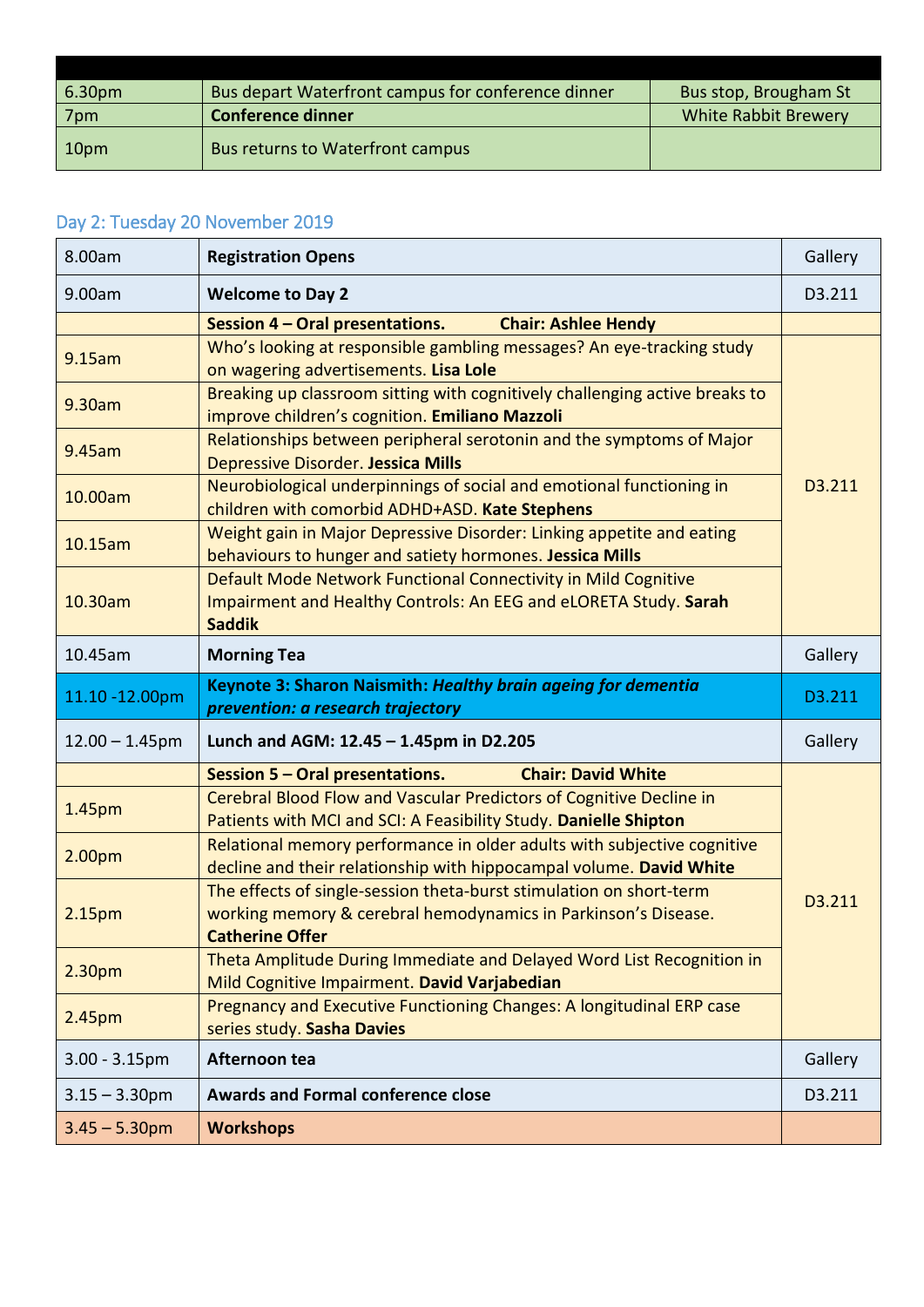| | | |
|---|---|---|
| 6.30pm | Bus depart Waterfront campus for conference dinner | Bus stop, Brougham St |
| 7pm | **Conference dinner** | White Rabbit Brewery |
| 10pm | Bus returns to Waterfront campus | |

## Day 2: Tuesday 20 November 2019

| | | |
|---|---|---|
| 8.00am | **Registration Opens** | Gallery |
| 9.00am | **Welcome to Day 2** | D3.211 |
| | **Session 4 – Oral presentations. Chair: Ashlee Hendy** | |
| 9.15am | Who's looking at responsible gambling messages? An eye-tracking study on wagering advertisements. **Lisa Lole** | D3.211 |
| 9.30am | Breaking up classroom sitting with cognitively challenging active breaks to improve children's cognition. **Emiliano Mazzoli** | D3.211 |
| 9.45am | Relationships between peripheral serotonin and the symptoms of Major Depressive Disorder. **Jessica Mills** | D3.211 |
| 10.00am | Neurobiological underpinnings of social and emotional functioning in children with comorbid ADHD+ASD. **Kate Stephens** | D3.211 |
| 10.15am | Weight gain in Major Depressive Disorder: Linking appetite and eating behaviours to hunger and satiety hormones. **Jessica Mills** | D3.211 |
| 10.30am | Default Mode Network Functional Connectivity in Mild Cognitive Impairment and Healthy Controls: An EEG and eLORETA Study. **Sarah Saddik** | D3.211 |
| 10.45am | **Morning Tea** | Gallery |
| 11.10 -12.00pm | **Keynote 3: Sharon Naismith:** ***Healthy brain ageing for dementia prevention: a research trajectory*** | D3.211 |
| 12.00 – 1.45pm | **Lunch and AGM: 12.45 – 1.45pm in D2.205** | Gallery |
| | **Session 5 – Oral presentations. Chair: David White** | |
| 1.45pm | Cerebral Blood Flow and Vascular Predictors of Cognitive Decline in Patients with MCI and SCI: A Feasibility Study. **Danielle Shipton** | D3.211 |
| 2.00pm | Relational memory performance in older adults with subjective cognitive decline and their relationship with hippocampal volume. **David White** | D3.211 |
| 2.15pm | The effects of single-session theta-burst stimulation on short-term working memory & cerebral hemodynamics in Parkinson's Disease. **Catherine Offer** | D3.211 |
| 2.30pm | Theta Amplitude During Immediate and Delayed Word List Recognition in Mild Cognitive Impairment. **David Varjabedian** | D3.211 |
| 2.45pm | Pregnancy and Executive Functioning Changes: A longitudinal ERP case series study. **Sasha Davies** | D3.211 |
| 3.00 - 3.15pm | **Afternoon tea** | Gallery |
| 3.15 – 3.30pm | **Awards and Formal conference close** | D3.211 |
| 3.45 – 5.30pm | **Workshops** | |